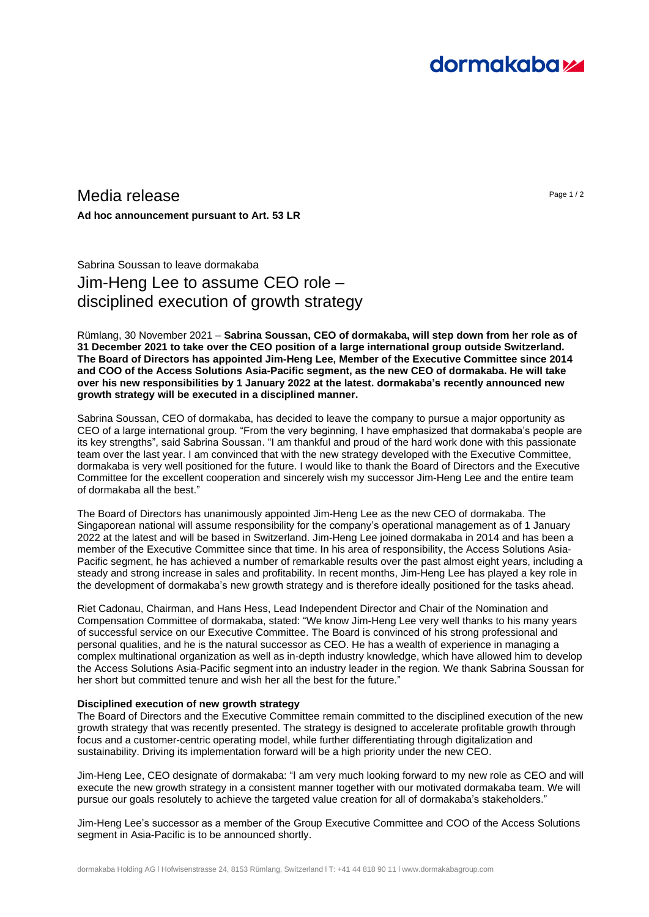# Media release

**Ad hoc announcement pursuant to Art. 53 LR**

Sabrina Soussan to leave dormakaba

## Jim-Heng Lee to assume CEO role – disciplined execution of growth strategy

Rümlang, 30 November 2021 – **Sabrina Soussan, CEO of dormakaba, will step down from her role as of 31 December 2021 to take over the CEO position of a large international group outside Switzerland. The Board of Directors has appointed Jim-Heng Lee, Member of the Executive Committee since 2014 and COO of the Access Solutions Asia-Pacific segment, as the new CEO of dormakaba. He will take over his new responsibilities by 1 January 2022 at the latest. dormakaba's recently announced new growth strategy will be executed in a disciplined manner.**

Sabrina Soussan, CEO of dormakaba, has decided to leave the company to pursue a major opportunity as CEO of a large international group. "From the very beginning, I have emphasized that dormakaba's people are its key strengths", said Sabrina Soussan. "I am thankful and proud of the hard work done with this passionate team over the last year. I am convinced that with the new strategy developed with the Executive Committee, dormakaba is very well positioned for the future. I would like to thank the Board of Directors and the Executive Committee for the excellent cooperation and sincerely wish my successor Jim-Heng Lee and the entire team of dormakaba all the best."

The Board of Directors has unanimously appointed Jim-Heng Lee as the new CEO of dormakaba. The Singaporean national will assume responsibility for the company's operational management as of 1 January 2022 at the latest and will be based in Switzerland. Jim-Heng Lee joined dormakaba in 2014 and has been a member of the Executive Committee since that time. In his area of responsibility, the Access Solutions Asia-Pacific segment, he has achieved a number of remarkable results over the past almost eight years, including a steady and strong increase in sales and profitability. In recent months, Jim-Heng Lee has played a key role in the development of dormakaba's new growth strategy and is therefore ideally positioned for the tasks ahead.

Riet Cadonau, Chairman, and Hans Hess, Lead Independent Director and Chair of the Nomination and Compensation Committee of dormakaba, stated: "We know Jim-Heng Lee very well thanks to his many years of successful service on our Executive Committee. The Board is convinced of his strong professional and personal qualities, and he is the natural successor as CEO. He has a wealth of experience in managing a complex multinational organization as well as in-depth industry knowledge, which have allowed him to develop the Access Solutions Asia-Pacific segment into an industry leader in the region. We thank Sabrina Soussan for her short but committed tenure and wish her all the best for the future."

**Disciplined execution of new growth strategy**

The Board of Directors and the Executive Committee remain committed to the disciplined execution of the new growth strategy that was recently presented. The strategy is designed to accelerate profitable growth through focus and a customer-centric operating model, while further differentiating through digitalization and sustainability. Driving its implementation forward will be a high priority under the new CEO.

Jim-Heng Lee, CEO designate of dormakaba: "I am very much looking forward to my new role as CEO and will execute the new growth strategy in a consistent manner together with our motivated dormakaba team. We will pursue our goals resolutely to achieve the targeted value creation for all of dormakaba's stakeholders."

Jim-Heng Lee's successor as a member of the Group Executive Committee and COO of the Access Solutions segment in Asia-Pacific is to be announced shortly.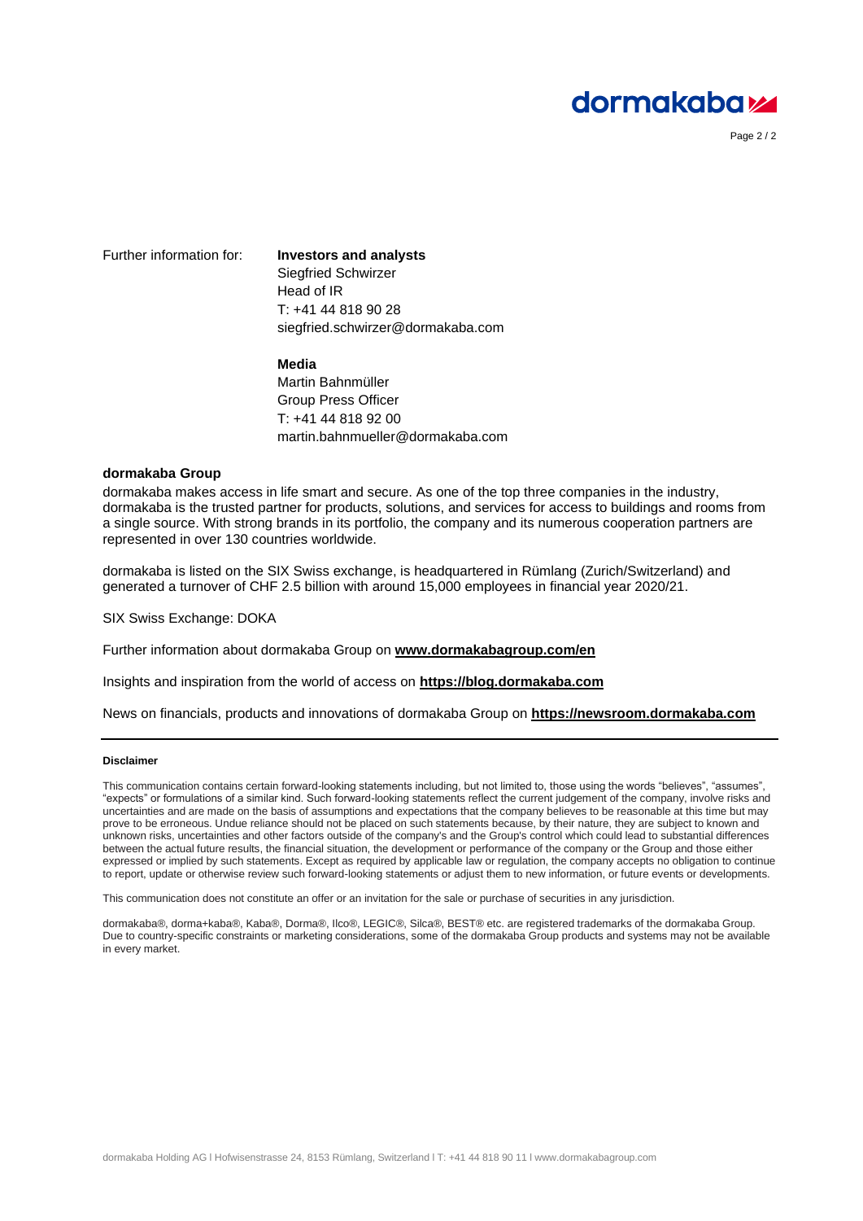Further information for:

**Investors and analysts**
Siegfried Schwirzer
Head of IR
T: +41 44 818 90 28
siegfried.schwirzer@dormakaba.com

**Media**
Martin Bahnmüller
Group Press Officer
T: +41 44 818 92 00
martin.bahnmueller@dormakaba.com

**dormakaba Group**

dormakaba makes access in life smart and secure. As one of the top three companies in the industry, dormakaba is the trusted partner for products, solutions, and services for access to buildings and rooms from a single source. With strong brands in its portfolio, the company and its numerous cooperation partners are represented in over 130 countries worldwide.

dormakaba is listed on the SIX Swiss exchange, is headquartered in Rümlang (Zurich/Switzerland) and generated a turnover of CHF 2.5 billion with around 15,000 employees in financial year 2020/21.

SIX Swiss Exchange: DOKA

Further information about dormakaba Group on **www.dormakabagroup.com/en**

Insights and inspiration from the world of access on **https://blog.dormakaba.com**

News on financials, products and innovations of dormakaba Group on **https://newsroom.dormakaba.com**

---

**Disclaimer**

This communication contains certain forward-looking statements including, but not limited to, those using the words "believes", "assumes", "expects" or formulations of a similar kind. Such forward-looking statements reflect the current judgement of the company, involve risks and uncertainties and are made on the basis of assumptions and expectations that the company believes to be reasonable at this time but may prove to be erroneous. Undue reliance should not be placed on such statements because, by their nature, they are subject to known and unknown risks, uncertainties and other factors outside of the company's and the Group's control which could lead to substantial differences between the actual future results, the financial situation, the development or performance of the company or the Group and those either expressed or implied by such statements. Except as required by applicable law or regulation, the company accepts no obligation to continue to report, update or otherwise review such forward-looking statements or adjust them to new information, or future events or developments.

This communication does not constitute an offer or an invitation for the sale or purchase of securities in any jurisdiction.

dormakaba®, dorma+kaba®, Kaba®, Dorma®, Ilco®, LEGIC®, Silca®, BEST® etc. are registered trademarks of the dormakaba Group. Due to country-specific constraints or marketing considerations, some of the dormakaba Group products and systems may not be available in every market.

dormakaba Holding AG l Hofwisenstrasse 24, 8153 Rümlang, Switzerland l T: +41 44 818 90 11 l www.dormakabagroup.com